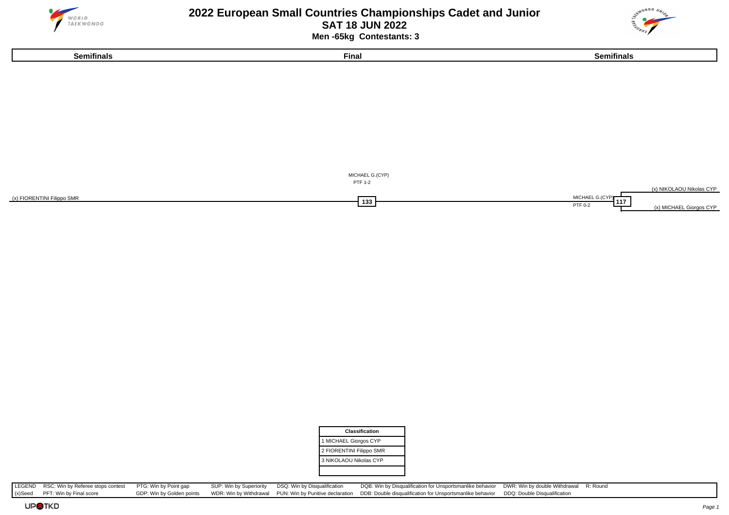# 2022 European Small Countries Championships Cadet and Junior

## SAT 18 JUN 2022

### Men -65kg Contestants: 3

| Semifinals | Final | Semifinals |
| --- | --- | --- |

MICHAEL G.(CYP)
PTF 1-2

(x) NIKOLAOU Nikolas CYP

(x) FIORENTINI Filippo SMR

133

MICHAEL G.(CYP)
PTF 0-2

117

(x) MICHAEL Giorgos CYP

| Classification |
| --- |
| 1 MICHAEL Giorgos CYP |
| 2 FIORENTINI Filippo SMR |
| 3 NIKOLAOU Nikolas CYP |
| |

| LEGEND | RSC: Win by Referee stops contest | PTG: Win by Point gap | SUP: Win by Superiority | DSQ: Win by Disqualification | DQB: Win by Disqualification for Unsportsmanlike behavior | DWR: Win by double Withdrawal | R: Round |
| --- | --- | --- | --- | --- | --- | --- | --- |
| (x)Seed | PFT: Win by Final score | GDP: Win by Golden points | WDR: Win by Withdrawal | PUN: Win by Punitive declaration | DDB: Double disqualification for Unsportsmanlike behavior | DDQ: Double Disqualification | |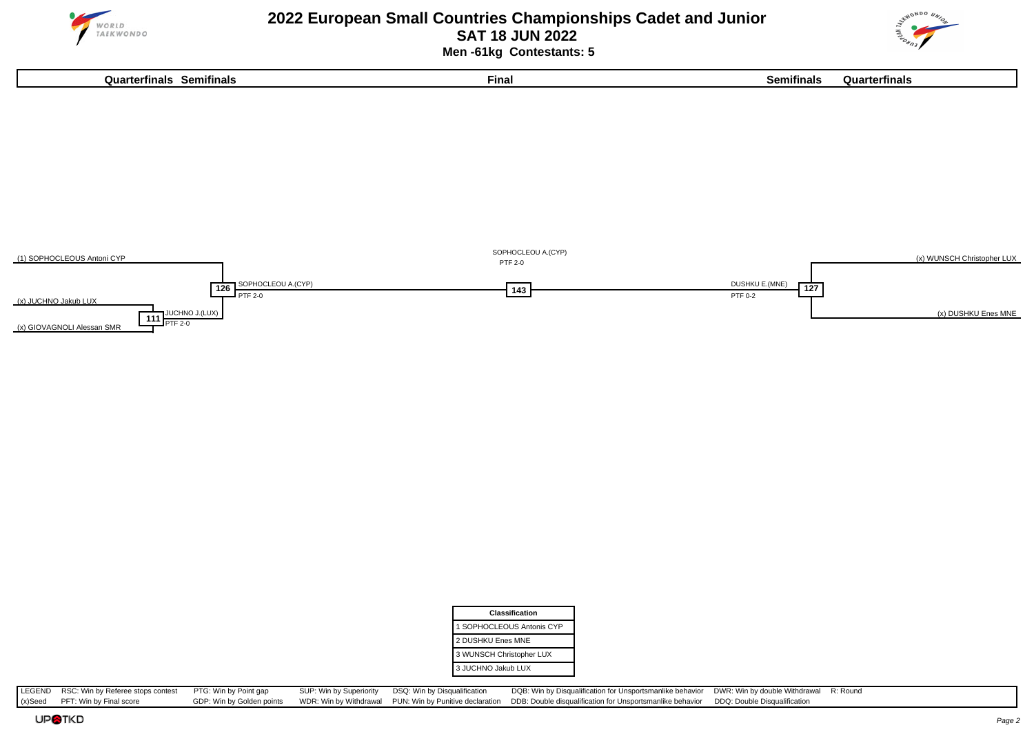# 2022 European Small Countries Championships Cadet and Junior

## SAT 18 JUN 2022

### Men -61kg Contestants: 5

**Quarterfinals** | **Semifinals** | **Final** | **Semifinals** | **Quarterfinals**

(1) SOPHOCLEOUS Antoni CYP

(x) JUCHNO Jakub LUX

(x) GIOVAGNOLI Alessan SMR

111 — JUCHNO J.(LUX) PTF 2-0

126 — SOPHOCLEOU A.(CYP) PTF 2-0

143 — SOPHOCLEOU A.(CYP) PTF 2-0

127 — DUSHKU E.(MNE) PTF 0-2

(x) WUNSCH Christopher LUX

(x) DUSHKU Enes MNE

| Classification |
|---|
| 1 SOPHOCLEOUS Antonis CYP |
| 2 DUSHKU Enes MNE |
| 3 WUNSCH Christopher LUX |
| 3 JUCHNO Jakub LUX |

| LEGEND | RSC: Win by Referee stops contest | PTG: Win by Point gap | SUP: Win by Superiority | DSQ: Win by Disqualification | DQB: Win by Disqualification for Unsportsmanlike behavior | DWR: Win by double Withdrawal | R: Round |
|---|---|---|---|---|---|---|---|
| (x)Seed | PFT: Win by Final score | GDP: Win by Golden points | WDR: Win by Withdrawal | PUN: Win by Punitive declaration | DDB: Double disqualification for Unsportsmanlike behavior | DDQ: Double Disqualification | |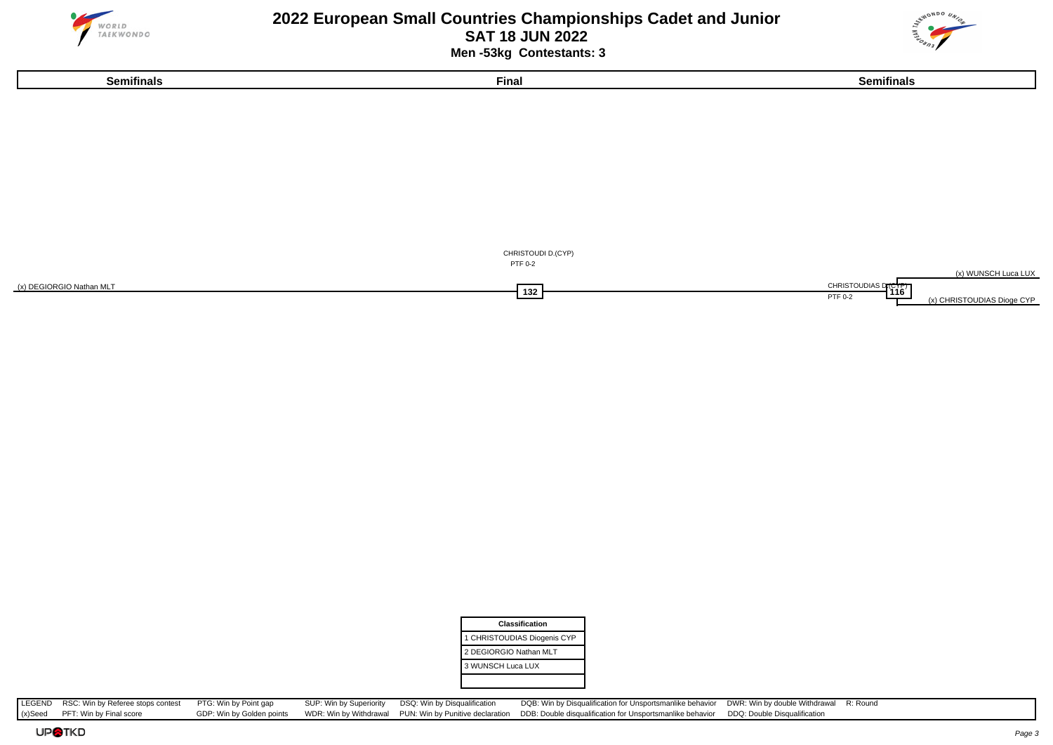# 2022 European Small Countries Championships Cadet and Junior

**SAT 18 JUN 2022**

**Men -53kg Contestants: 3**

| Semifinals | Final | Semifinals |
|---|---|---|

CHRISTOUDI D.(CYP)
PTF 0-2

(x) DEGIORGIO Nathan MLT

132

(x) WUNSCH Luca LUX

CHRISTOUDIAS D.(CYP)
PTF 0-2

116

(x) CHRISTOUDIAS Dioge CYP

| Classification |
|---|
| 1 CHRISTOUDIAS Diogenis CYP |
| 2 DEGIORGIO Nathan MLT |
| 3 WUNSCH Luca LUX |
| |

| LEGEND | RSC: Win by Referee stops contest | PTG: Win by Point gap | SUP: Win by Superiority | DSQ: Win by Disqualification | DQB: Win by Disqualification for Unsportsmanlike behavior | DWR: Win by double Withdrawal | R: Round |
|---|---|---|---|---|---|---|---|
| (x)Seed | PFT: Win by Final score | GDP: Win by Golden points | WDR: Win by Withdrawal | PUN: Win by Punitive declaration | DDB: Double disqualification for Unsportsmanlike behavior | DDQ: Double Disqualification | |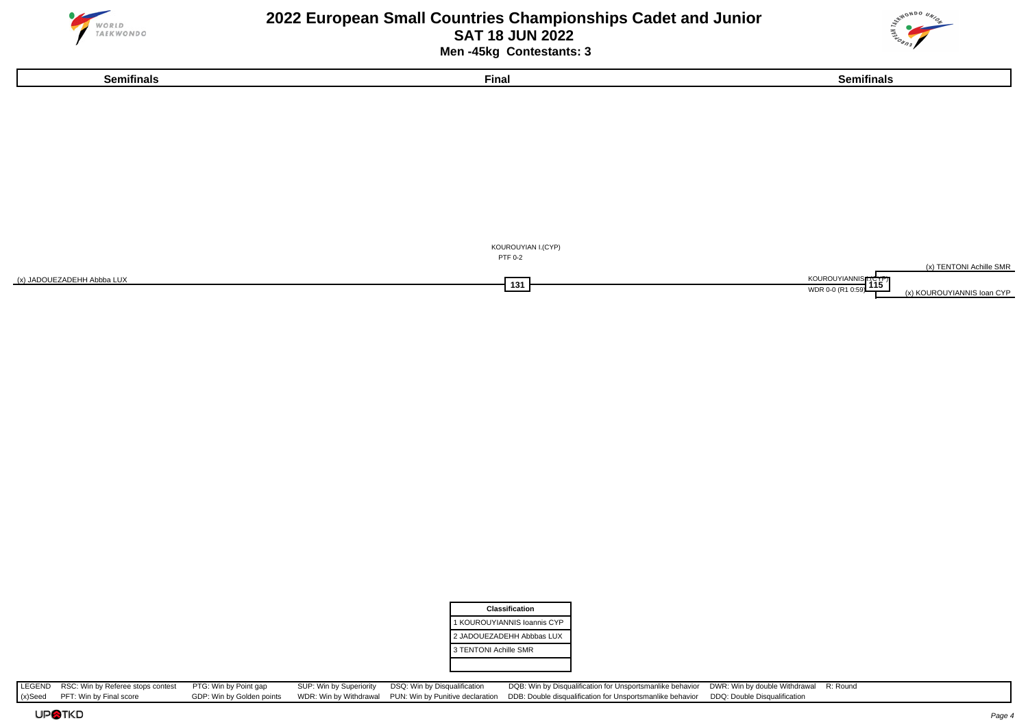# 2022 European Small Countries Championships Cadet and Junior

**SAT 18 JUN 2022**

**Men -45kg Contestants: 3**

| Semifinals | Final | Semifinals |
|---|---|---|

KOUROUYIAN I.(CYP)
PTF 0-2

(x) TENTONI Achille SMR

(x) JADOUEZADEHH Abbba LUX

131

KOUROUYIANNIS I.(CYP)
WDR 0-0 (R1 0:59)

115

(x) KOUROUYIANNIS Ioan CYP

| Classification |
|---|
| 1 KOUROUYIANNIS Ioannis CYP |
| 2 JADOUEZADEHH Abbbas LUX |
| 3 TENTONI Achille SMR |
| |

| LEGEND | RSC: Win by Referee stops contest | PTG: Win by Point gap | SUP: Win by Superiority | DSQ: Win by Disqualification | DQB: Win by Disqualification for Unsportsmanlike behavior | DWR: Win by double Withdrawal | R: Round |
|---|---|---|---|---|---|---|---|
| (x)Seed | PFT: Win by Final score | GDP: Win by Golden points | WDR: Win by Withdrawal | PUN: Win by Punitive declaration | DDB: Double disqualification for Unsportsmanlike behavior | DDQ: Double Disqualification | |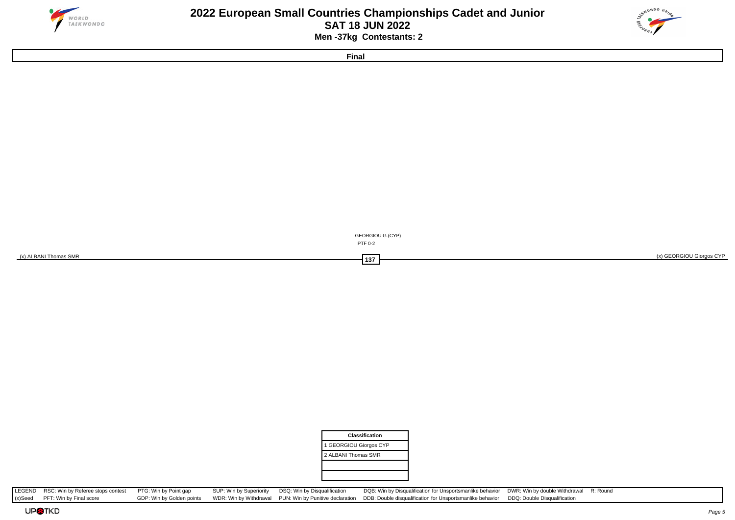# 2022 European Small Countries Championships Cadet and Junior

**SAT 18 JUN 2022**

**Men -37kg Contestants: 2**

**Final**

(x) ALBANI Thomas SMR

**137**

(x) GEORGIOU Giorgos CYP

GEORGIOU G.(CYP)

PTF 0-2

| Classification |
|---|
| 1 GEORGIOU Giorgos CYP |
| 2 ALBANI Thomas SMR |
| |
| |

| LEGEND | RSC: Win by Referee stops contest | PTG: Win by Point gap | SUP: Win by Superiority | DSQ: Win by Disqualification | DQB: Win by Disqualification for Unsportsmanlike behavior | DWR: Win by double Withdrawal | R: Round |
|---|---|---|---|---|---|---|---|
| (x)Seed | PFT: Win by Final score | GDP: Win by Golden points | WDR: Win by Withdrawal | PUN: Win by Punitive declaration | DDB: Double disqualification for Unsportsmanlike behavior | DDQ: Double Disqualification | |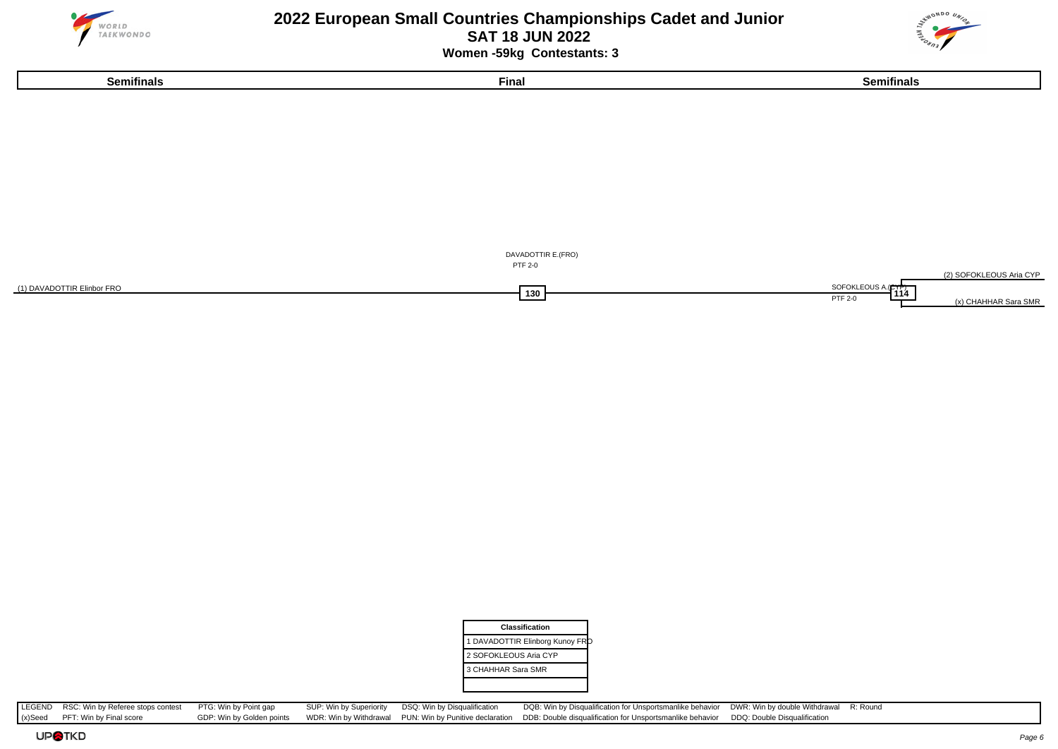# 2022 European Small Countries Championships Cadet and Junior

## SAT 18 JUN 2022

### Women -59kg Contestants: 3

| Semifinals | Final | Semifinals |
|---|---|---|

DAVADOTTIR E.(FRO)
PTF 2-0

(1) DAVADOTTIR Elinbor FRO — **130**

SOFOKLEOUS A.(CYP)
PTF 2-0 — **114**

(2) SOFOKLEOUS Aria CYP

(x) CHAHHAR Sara SMR

| Classification |
|---|
| 1 DAVADOTTIR Elinborg Kunoy FRO |
| 2 SOFOKLEOUS Aria CYP |
| 3 CHAHHAR Sara SMR |
| |

| LEGEND | RSC: Win by Referee stops contest | PTG: Win by Point gap | SUP: Win by Superiority | DSQ: Win by Disqualification | DQB: Win by Disqualification for Unsportsmanlike behavior | DWR: Win by double Withdrawal | R: Round |
|---|---|---|---|---|---|---|---|
| (x)Seed | PFT: Win by Final score | GDP: Win by Golden points | WDR: Win by Withdrawal | PUN: Win by Punitive declaration | DDB: Double disqualification for Unsportsmanlike behavior | DDQ: Double Disqualification | |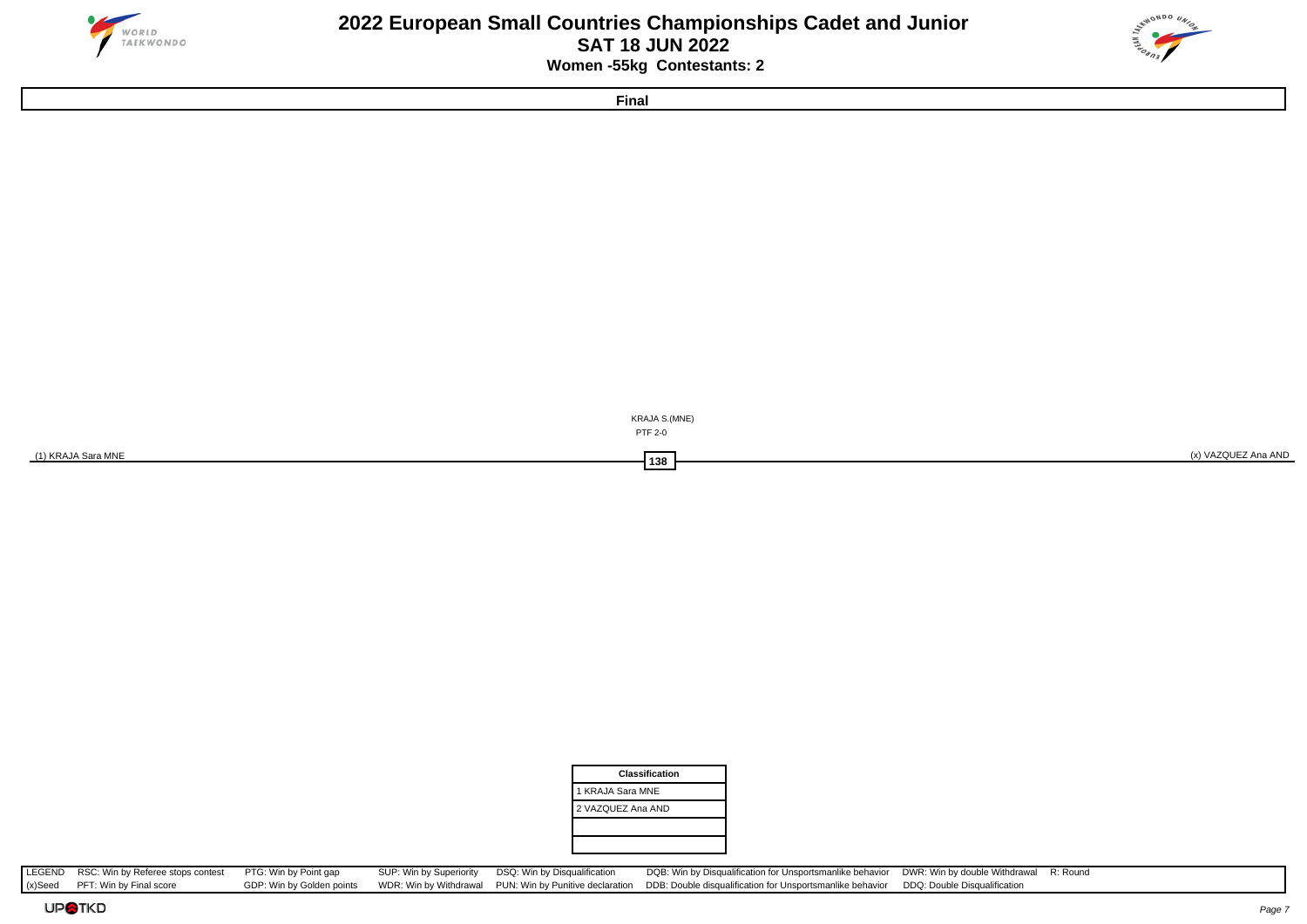# 2022 European Small Countries Championships Cadet and Junior

## SAT 18 JUN 2022

### Women -55kg Contestants: 2

**Final**

(1) KRAJA Sara MNE

(x) VAZQUEZ Ana AND

KRAJA S.(MNE)

PTF 2-0

138

| Classification |
|---|
| 1 KRAJA Sara MNE |
| 2 VAZQUEZ Ana AND |
| |
| |

| LEGEND | RSC: Win by Referee stops contest | PTG: Win by Point gap | SUP: Win by Superiority | DSQ: Win by Disqualification | DQB: Win by Disqualification for Unsportsmanlike behavior | DWR: Win by double Withdrawal | R: Round |
|---|---|---|---|---|---|---|---|
| (x)Seed | PFT: Win by Final score | GDP: Win by Golden points | WDR: Win by Withdrawal | PUN: Win by Punitive declaration | DDB: Double disqualification for Unsportsmanlike behavior | DDQ: Double Disqualification | |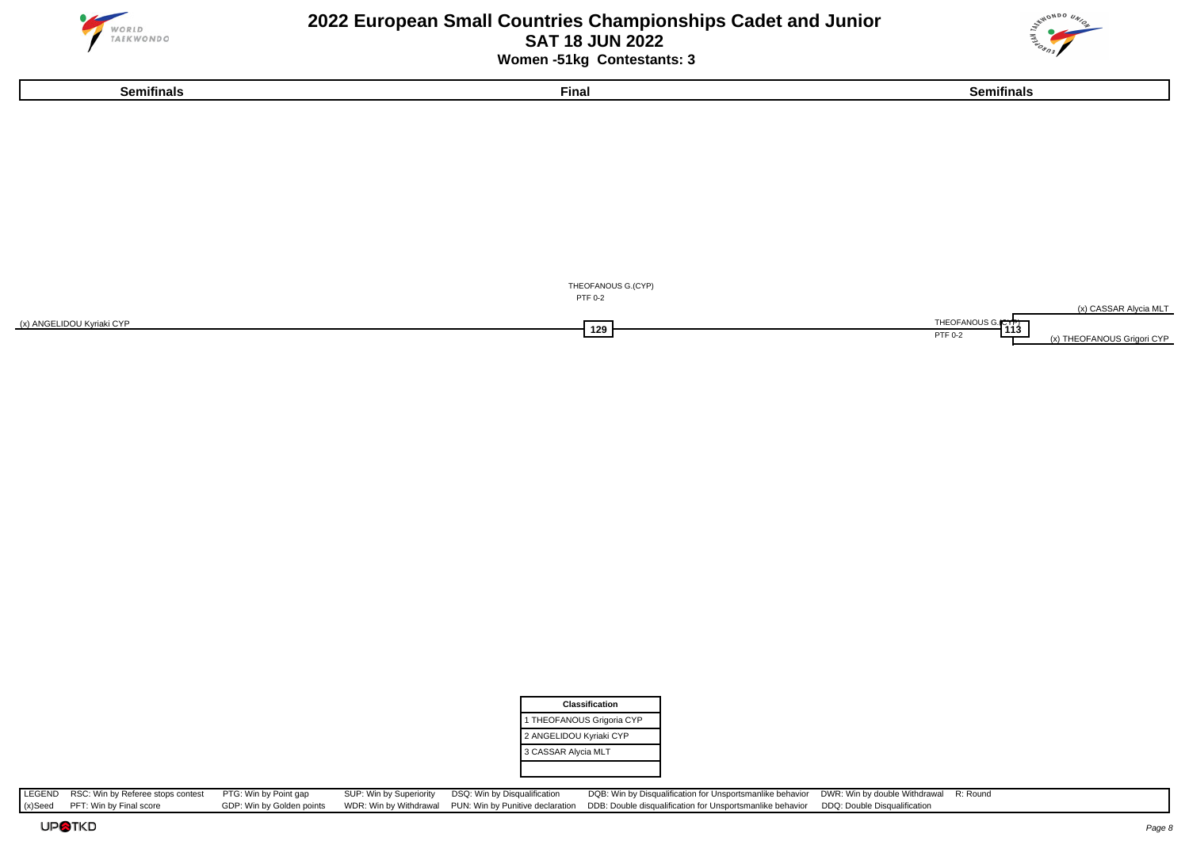# 2022 European Small Countries Championships Cadet and Junior

## SAT 18 JUN 2022

### Women -51kg Contestants: 3

| Semifinals | Final | Semifinals |
|---|---|---|

(x) ANGELIDOU Kyriaki CYP

THEOFANOUS G.(CYP)
PTF 0-2

129

(x) CASSAR Alycia MLT

THEOFANOUS G.(CYP)
PTF 0-2

113

(x) THEOFANOUS Grigori CYP

| Classification |
|---|
| 1 THEOFANOUS Grigoria CYP |
| 2 ANGELIDOU Kyriaki CYP |
| 3 CASSAR Alycia MLT |
| |

| LEGEND | RSC: Win by Referee stops contest | PTG: Win by Point gap | SUP: Win by Superiority | DSQ: Win by Disqualification | DQB: Win by Disqualification for Unsportsmanlike behavior | DWR: Win by double Withdrawal | R: Round |
|---|---|---|---|---|---|---|---|
| (x)Seed | PFT: Win by Final score | GDP: Win by Golden points | WDR: Win by Withdrawal | PUN: Win by Punitive declaration | DDB: Double disqualification for Unsportsmanlike behavior | DDQ: Double Disqualification | |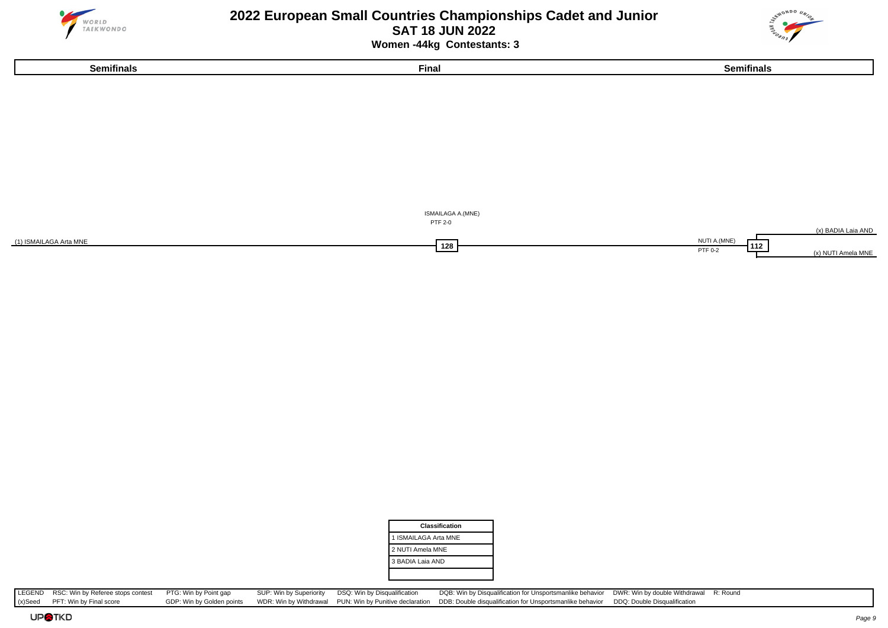# 2022 European Small Countries Championships Cadet and Junior

## SAT 18 JUN 2022

### Women -44kg Contestants: 3

| Semifinals | Final | Semifinals |
|---|---|---|

ISMAILAGA A.(MNE)
PTF 2-0

(1) ISMAILAGA Arta MNE

128

NUTI A.(MNE)
PTF 0-2

112

(x) BADIA Laia AND

(x) NUTI Amela MNE

| Classification |
|---|
| 1 ISMAILAGA Arta MNE |
| 2 NUTI Amela MNE |
| 3 BADIA Laia AND |
| |

| LEGEND | RSC: Win by Referee stops contest | PTG: Win by Point gap | SUP: Win by Superiority | DSQ: Win by Disqualification | DQB: Win by Disqualification for Unsportsmanlike behavior | DWR: Win by double Withdrawal | R: Round |
|---|---|---|---|---|---|---|---|
| (x)Seed | PFT: Win by Final score | GDP: Win by Golden points | WDR: Win by Withdrawal | PUN: Win by Punitive declaration | DDB: Double disqualification for Unsportsmanlike behavior | DDQ: Double Disqualification | |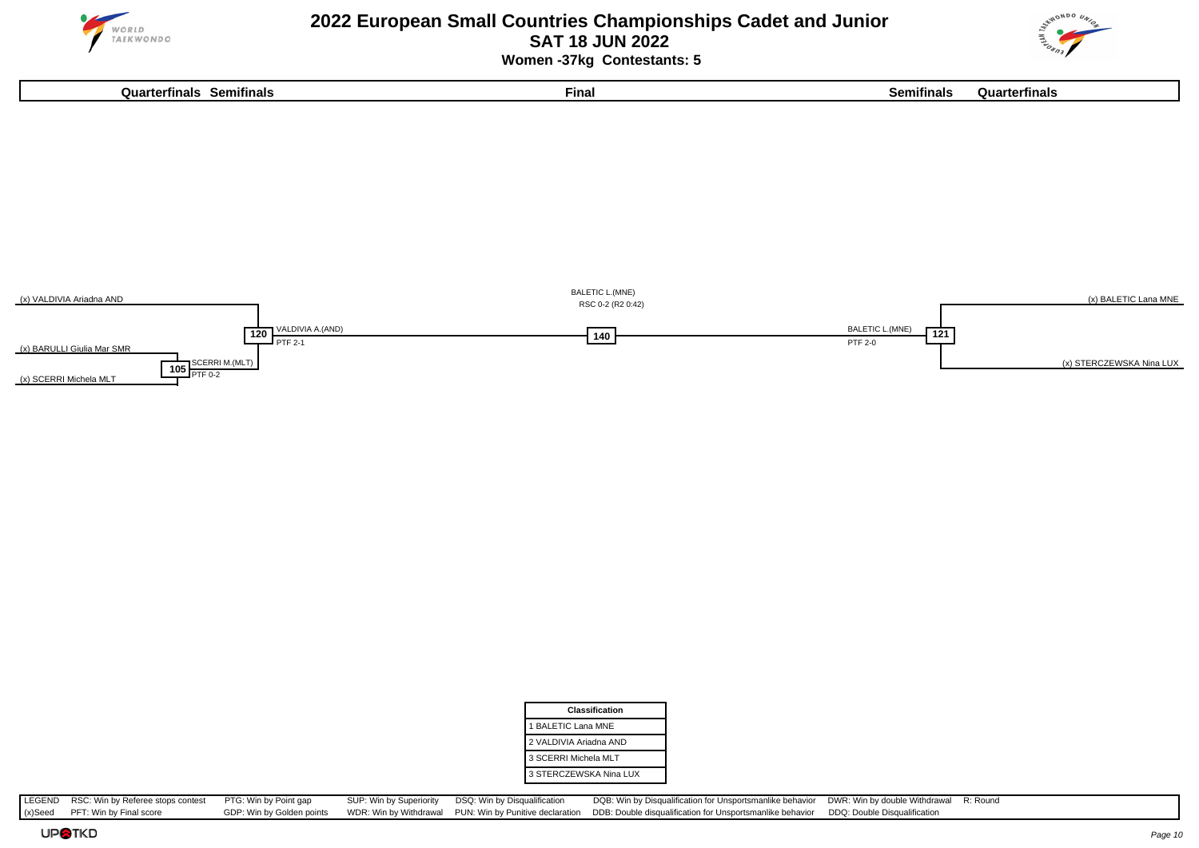# 2022 European Small Countries Championships Cadet and Junior

**SAT 18 JUN 2022**

**Women -37kg Contestants: 5**

| Quarterfinals | Semifinals | Final | Semifinals | Quarterfinals |
|---|---|---|---|---|

(x) VALDIVIA Ariadna AND

(x) BARULLI Giulia Mar SMR

(x) SCERRI Michela MLT

**105** SCERRI M.(MLT) PTF 0-2

**120** VALDIVIA A.(AND) PTF 2-1

**140** BALETIC L.(MNE) RSC 0-2 (R2 0:42)

**121** BALETIC L.(MNE) PTF 2-0

(x) BALETIC Lana MNE

(x) STERCZEWSKA Nina LUX

| Classification |
|---|
| 1 BALETIC Lana MNE |
| 2 VALDIVIA Ariadna AND |
| 3 SCERRI Michela MLT |
| 3 STERCZEWSKA Nina LUX |

| LEGEND | RSC: Win by Referee stops contest | PTG: Win by Point gap | SUP: Win by Superiority | DSQ: Win by Disqualification | DQB: Win by Disqualification for Unsportsmanlike behavior | DWR: Win by double Withdrawal | R: Round |
|---|---|---|---|---|---|---|---|
| (x)Seed | PFT: Win by Final score | GDP: Win by Golden points | WDR: Win by Withdrawal | PUN: Win by Punitive declaration | DDB: Double disqualification for Unsportsmanlike behavior | DDQ: Double Disqualification | |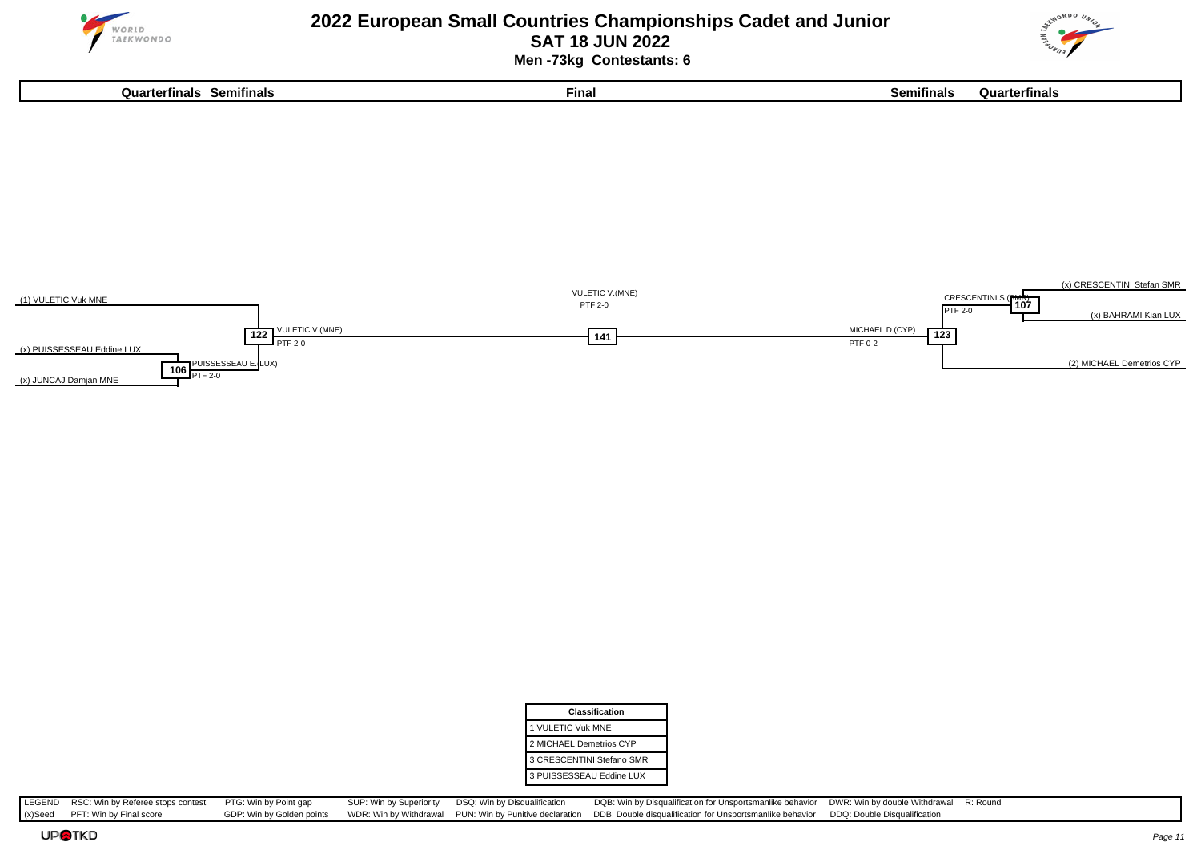# 2022 European Small Countries Championships Cadet and Junior

## SAT 18 JUN 2022

### Men -73kg Contestants: 6

**Quarterfinals Semifinals** | **Final** | **Semifinals Quarterfinals**

**Left side of bracket**

- (1) VULETIC Vuk MNE
- (x) PUISSESSEAU Eddine LUX
- (x) JUNCAJ Damjan MNE

Match 106: PUISSESSEAU E.(LUX) PTF 2-0

Match 122: VULETIC V.(MNE) PTF 2-0

**Final**

Match 141: VULETIC V.(MNE) PTF 2-0

**Right side of bracket**

- (x) CRESCENTINI Stefan SMR
- (x) BAHRAMI Kian LUX
- (2) MICHAEL Demetrios CYP

Match 107: CRESCENTINI S.(SMR) PTF 2-0

Match 123: MICHAEL D.(CYP) PTF 0-2

| Classification |
|---|
| 1 VULETIC Vuk MNE |
| 2 MICHAEL Demetrios CYP |
| 3 CRESCENTINI Stefano SMR |
| 3 PUISSESSEAU Eddine LUX |

| LEGEND | RSC: Win by Referee stops contest | PTG: Win by Point gap | SUP: Win by Superiority | DSQ: Win by Disqualification | DQB: Win by Disqualification for Unsportsmanlike behavior | DWR: Win by double Withdrawal | R: Round |
|---|---|---|---|---|---|---|---|
| (x)Seed | PFT: Win by Final score | GDP: Win by Golden points | WDR: Win by Withdrawal | PUN: Win by Punitive declaration | DDB: Double disqualification for Unsportsmanlike behavior | DDQ: Double Disqualification | |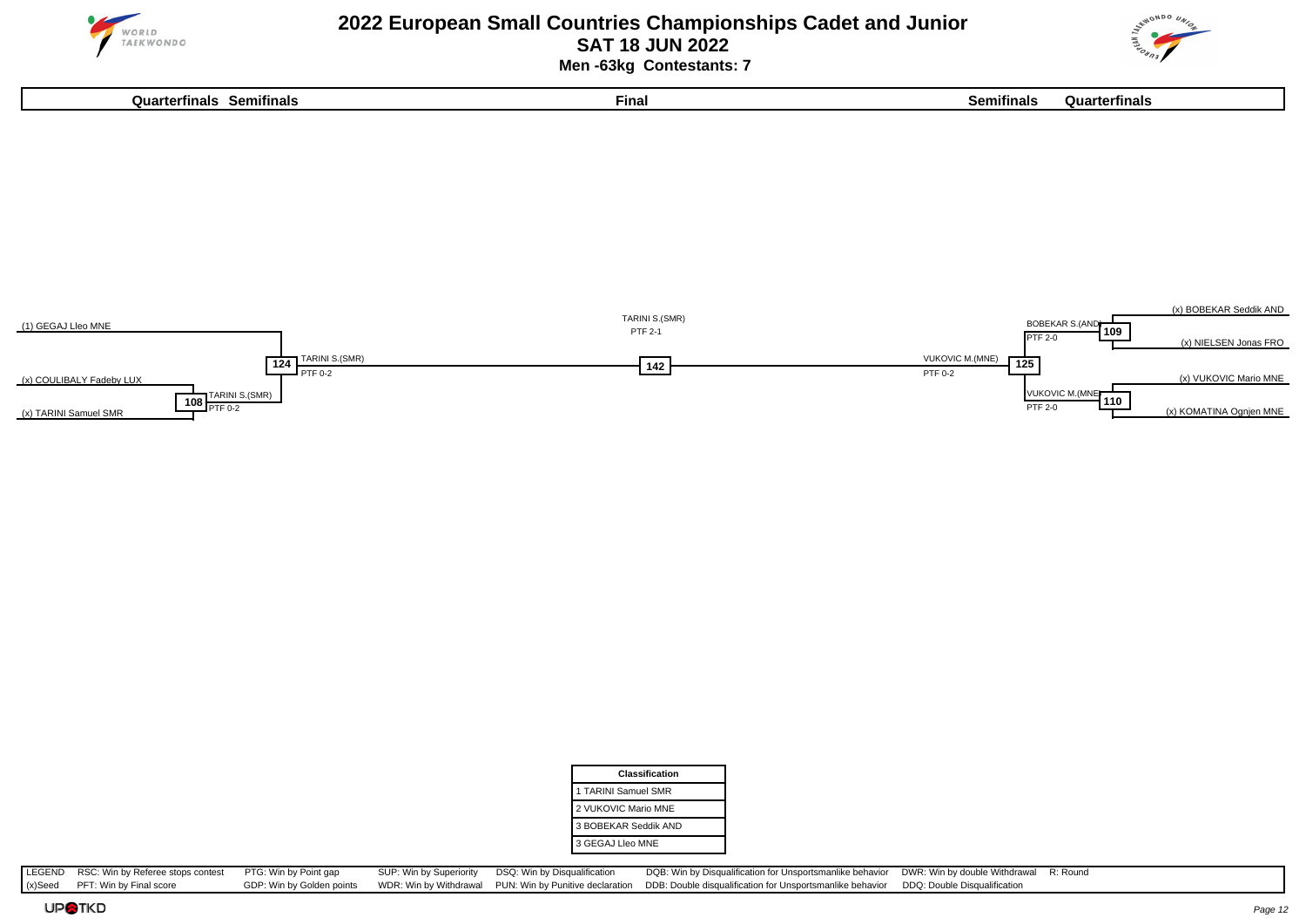# 2022 European Small Countries Championships Cadet and Junior

**SAT 18 JUN 2022**

**Men -63kg Contestants: 7**

| Quarterfinals | Semifinals | Final | Semifinals | Quarterfinals |
|---|---|---|---|---|

(1) GEGAJ Lleo MNE

(x) COULIBALY Fadeby LUX

(x) TARINI Samuel SMR

**108** TARINI S.(SMR) PTF 0-2

**124** TARINI S.(SMR) PTF 0-2

**142** TARINI S.(SMR) PTF 2-1

**125** VUKOVIC M.(MNE) PTF 0-2

**109** BOBEKAR S.(AND) PTF 2-0

**110** VUKOVIC M.(MNE) PTF 2-0

(x) BOBEKAR Seddik AND

(x) NIELSEN Jonas FRO

(x) VUKOVIC Mario MNE

(x) KOMATINA Ognjen MNE

| Classification |
|---|
| 1 TARINI Samuel SMR |
| 2 VUKOVIC Mario MNE |
| 3 BOBEKAR Seddik AND |
| 3 GEGAJ Lleo MNE |

| LEGEND | RSC: Win by Referee stops contest | PTG: Win by Point gap | SUP: Win by Superiority | DSQ: Win by Disqualification | DQB: Win by Disqualification for Unsportsmanlike behavior | DWR: Win by double Withdrawal | R: Round |
|---|---|---|---|---|---|---|---|
| (x)Seed | PFT: Win by Final score | GDP: Win by Golden points | WDR: Win by Withdrawal | PUN: Win by Punitive declaration | DDB: Double disqualification for Unsportsmanlike behavior | DDQ: Double Disqualification | |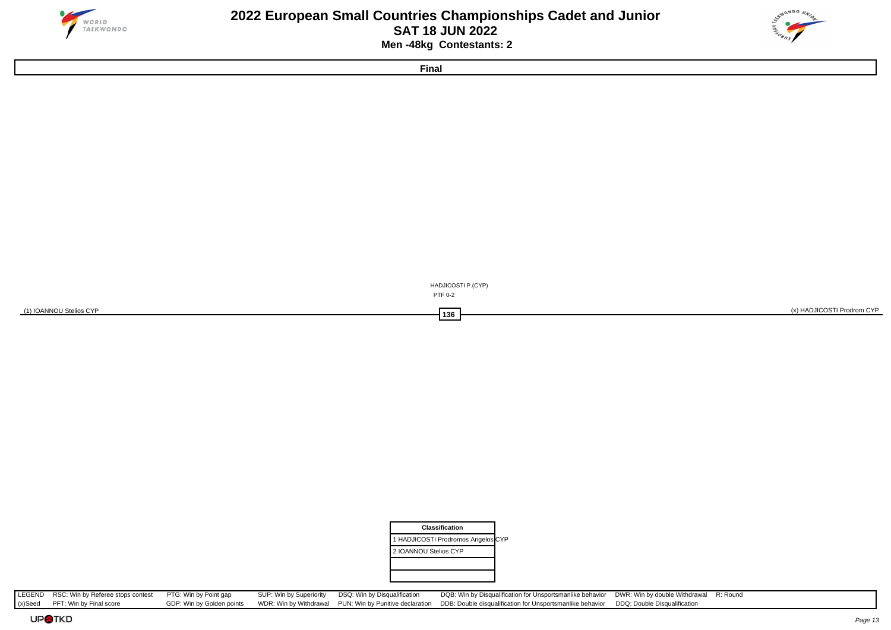# 2022 European Small Countries Championships Cadet and Junior

## SAT 18 JUN 2022

**Men -48kg Contestants: 2**

### Final

(1) IOANNOU Stelios CYP

(x) HADJICOSTI Prodrom CYP

**136**

HADJICOSTI P.(CYP)
PTF 0-2

| Classification |
|---|
| 1 HADJICOSTI Prodromos Angelos CYP |
| 2 IOANNOU Stelios CYP |
| |
| |

| LEGEND | RSC: Win by Referee stops contest | PTG: Win by Point gap | SUP: Win by Superiority | DSQ: Win by Disqualification | DQB: Win by Disqualification for Unsportsmanlike behavior | DWR: Win by double Withdrawal | R: Round |
|---|---|---|---|---|---|---|---|
| (x)Seed | PFT: Win by Final score | GDP: Win by Golden points | WDR: Win by Withdrawal | PUN: Win by Punitive declaration | DDB: Double disqualification for Unsportsmanlike behavior | DDQ: Double Disqualification | |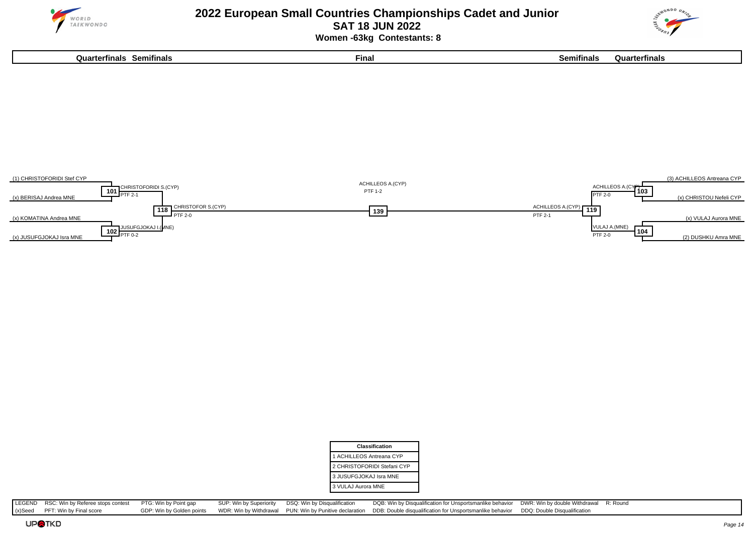# 2022 European Small Countries Championships Cadet and Junior

## SAT 18 JUN 2022

### Women -63kg Contestants: 8

| Quarterfinals | Semifinals | Final | Semifinals | Quarterfinals |
|---|---|---|---|---|

**Left side**

- (1) CHRISTOFORIDI Stef CYP vs (x) BERISAJ Andrea MNE — Match 101: CHRISTOFORIDI S.(CYP) PTF 2-1
- (x) KOMATINA Andrea MNE vs (x) JUSUFGJOKAJ Isra MNE — Match 102: JUSUFGJOKAJ I.(MNE) PTF 0-2
- Match 118: CHRISTOFOR S.(CYP) PTF 2-0

**Right side**

- (3) ACHILLEOS Antreana CYP vs (x) CHRISTOU Nefeli CYP — Match 103: ACHILLEOS A.(CYP) PTF 2-0
- (x) VULAJ Aurora MNE vs (2) DUSHKU Amra MNE — Match 104: VULAJ A.(MNE) PTF 2-0
- Match 119: ACHILLEOS A.(CYP) PTF 2-1

**Final**

- Match 139: ACHILLEOS A.(CYP) PTF 1-2

| Classification |
|---|
| 1 ACHILLEOS Antreana CYP |
| 2 CHRISTOFORIDI Stefani CYP |
| 3 JUSUFGJOKAJ Isra MNE |
| 3 VULAJ Aurora MNE |

| LEGEND | RSC: Win by Referee stops contest | PTG: Win by Point gap | SUP: Win by Superiority | DSQ: Win by Disqualification | DQB: Win by Disqualification for Unsportsmanlike behavior | DWR: Win by double Withdrawal | R: Round |
|---|---|---|---|---|---|---|---|
| (x)Seed | PFT: Win by Final score | GDP: Win by Golden points | WDR: Win by Withdrawal | PUN: Win by Punitive declaration | DDB: Double disqualification for Unsportsmanlike behavior | DDQ: Double Disqualification | |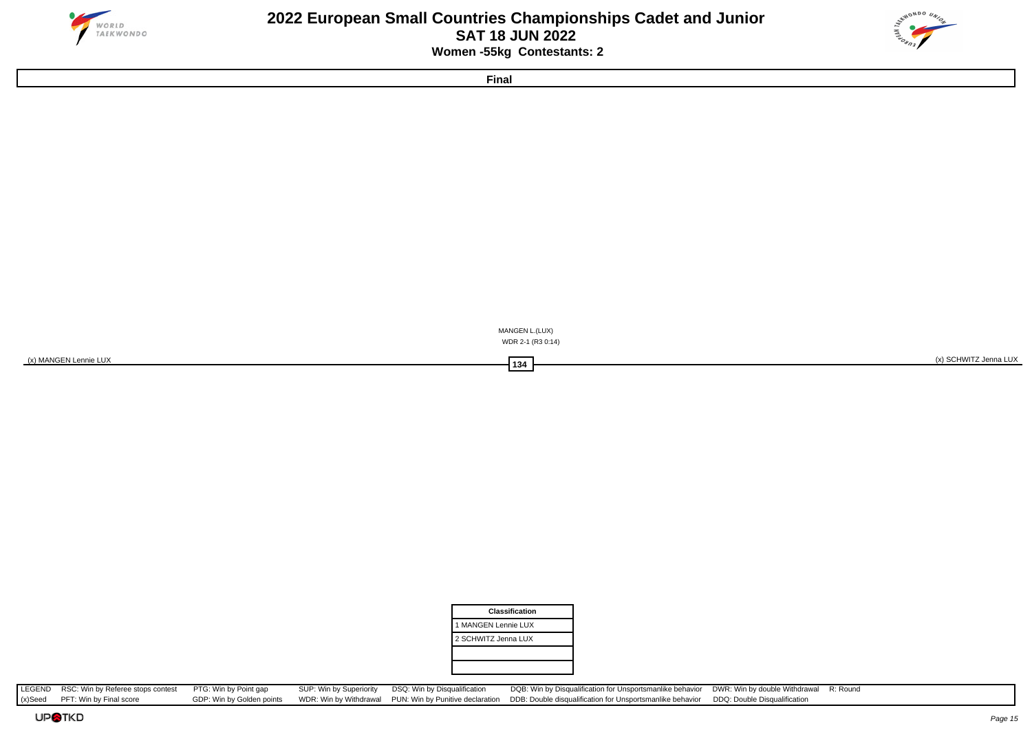# 2022 European Small Countries Championships Cadet and Junior

## SAT 18 JUN 2022

### Women -55kg Contestants: 2

**Final**

(x) MANGEN Lennie LUX

(x) SCHWITZ Jenna LUX

134

MANGEN L.(LUX)
WDR 2-1 (R3 0:14)

| Classification |
|---|
| 1 MANGEN Lennie LUX |
| 2 SCHWITZ Jenna LUX |
| |
| |

| LEGEND | RSC: Win by Referee stops contest | PTG: Win by Point gap | SUP: Win by Superiority | DSQ: Win by Disqualification | DQB: Win by Disqualification for Unsportsmanlike behavior | DWR: Win by double Withdrawal | R: Round |
|---|---|---|---|---|---|---|---|
| (x)Seed | PFT: Win by Final score | GDP: Win by Golden points | WDR: Win by Withdrawal | PUN: Win by Punitive declaration | DDB: Double disqualification for Unsportsmanlike behavior | DDQ: Double Disqualification | |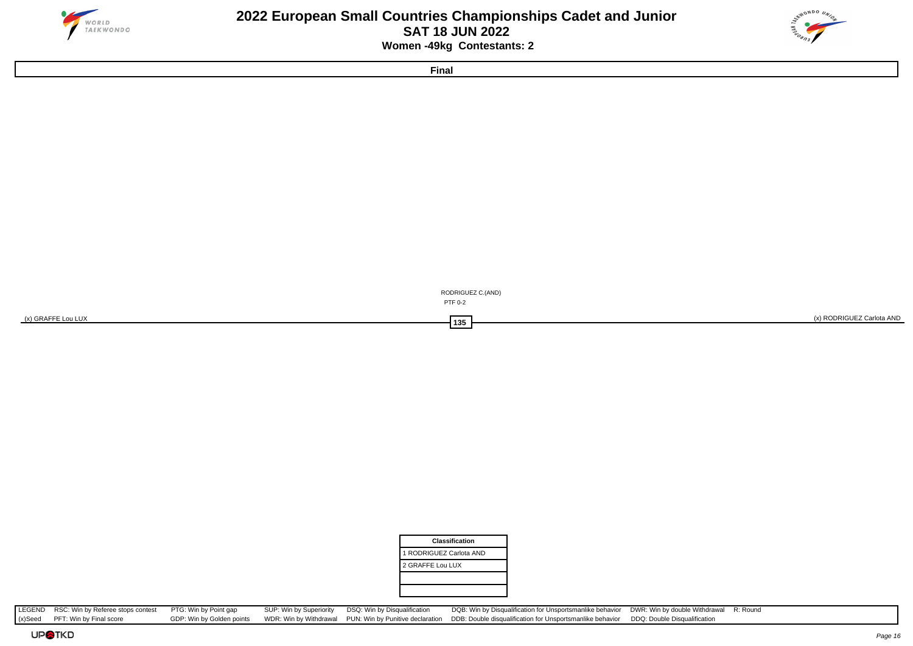# 2022 European Small Countries Championships Cadet and Junior

## SAT 18 JUN 2022

### Women -49kg Contestants: 2

**Final**

RODRIGUEZ C.(AND)

PTF 0-2

(x) GRAFFE Lou LUX

135

(x) RODRIGUEZ Carlota AND

| Classification |
|---|
| 1 RODRIGUEZ Carlota AND |
| 2 GRAFFE Lou LUX |
| |
| |

| | | | | | | | |
|---|---|---|---|---|---|---|---|
| LEGEND | RSC: Win by Referee stops contest | PTG: Win by Point gap | SUP: Win by Superiority | DSQ: Win by Disqualification | DQB: Win by Disqualification for Unsportsmanlike behavior | DWR: Win by double Withdrawal | R: Round |
| (x)Seed | PFT: Win by Final score | GDP: Win by Golden points | WDR: Win by Withdrawal | PUN: Win by Punitive declaration | DDB: Double disqualification for Unsportsmanlike behavior | DDQ: Double Disqualification | |